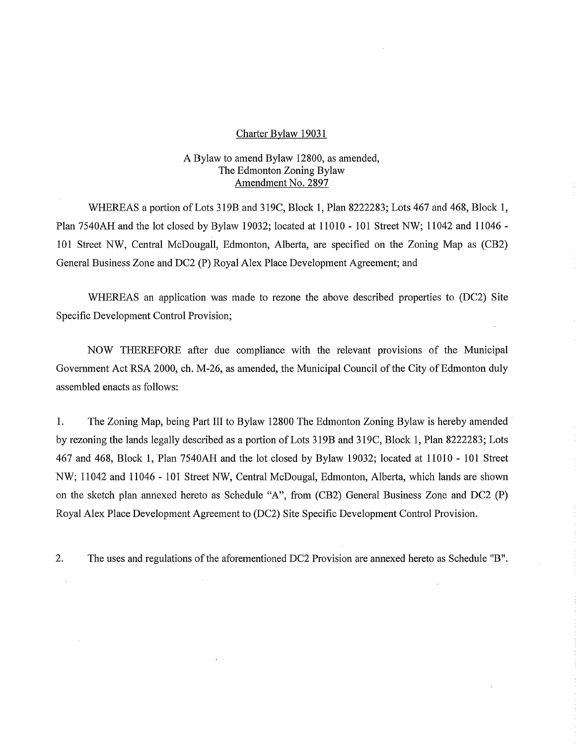Charter Bylaw 19031

A Bylaw to amend Bylaw 12800, as amended,
The Edmonton Zoning Bylaw
Amendment No. 2897

WHEREAS a portion of Lots 319B and 319C, Block 1, Plan 8222283; Lots 467 and 468, Block 1, Plan 7540AH and the lot closed by Bylaw 19032; located at 11010 - 101 Street NW; 11042 and 11046 - 101 Street NW, Central McDougall, Edmonton, Alberta, are specified on the Zoning Map as (CB2) General Business Zone and DC2 (P) Royal Alex Place Development Agreement; and

WHEREAS an application was made to rezone the above described properties to (DC2) Site Specific Development Control Provision;

NOW THEREFORE after due compliance with the relevant provisions of the Municipal Government Act RSA 2000, ch. M-26, as amended, the Municipal Council of the City of Edmonton duly assembled enacts as follows:

1. The Zoning Map, being Part III to Bylaw 12800 The Edmonton Zoning Bylaw is hereby amended by rezoning the lands legally described as a portion of Lots 319B and 319C, Block 1, Plan 8222283; Lots 467 and 468, Block 1, Plan 7540AH and the lot closed by Bylaw 19032; located at 11010 - 101 Street NW; 11042 and 11046 - 101 Street NW, Central McDougal, Edmonton, Alberta, which lands are shown on the sketch plan annexed hereto as Schedule "A", from (CB2) General Business Zone and DC2 (P) Royal Alex Place Development Agreement to (DC2) Site Specific Development Control Provision.

2. The uses and regulations of the aforementioned DC2 Provision are annexed hereto as Schedule "B".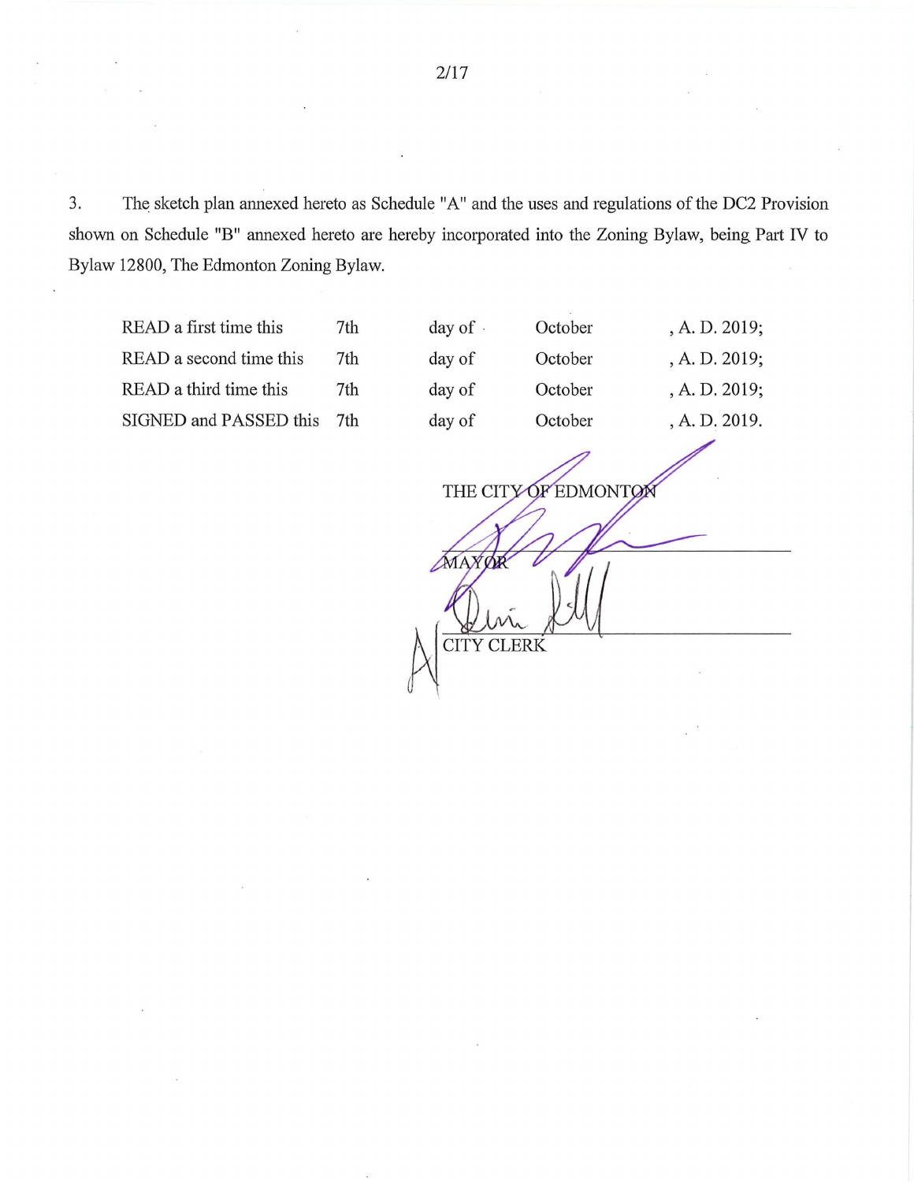3. The sketch plan annexed hereto as Schedule "A" and the uses and regulations of the DC2 Provision shown on Schedule "B" annexed hereto are hereby incorporated into the Zoning Bylaw, being Part IV to Bylaw 12800, The Edmonton Zoning Bylaw.

| | | | | |
|---|---|---|---|---|
| READ a first time this | 7th | day of | October | , A. D. 2019; |
| READ a second time this | 7th | day of | October | , A. D. 2019; |
| READ a third time this | 7th | day of | October | , A. D. 2019; |
| SIGNED and PASSED this | 7th | day of | October | , A. D. 2019. |

THE CITY OF EDMONTON

MAYOR

CITY CLERK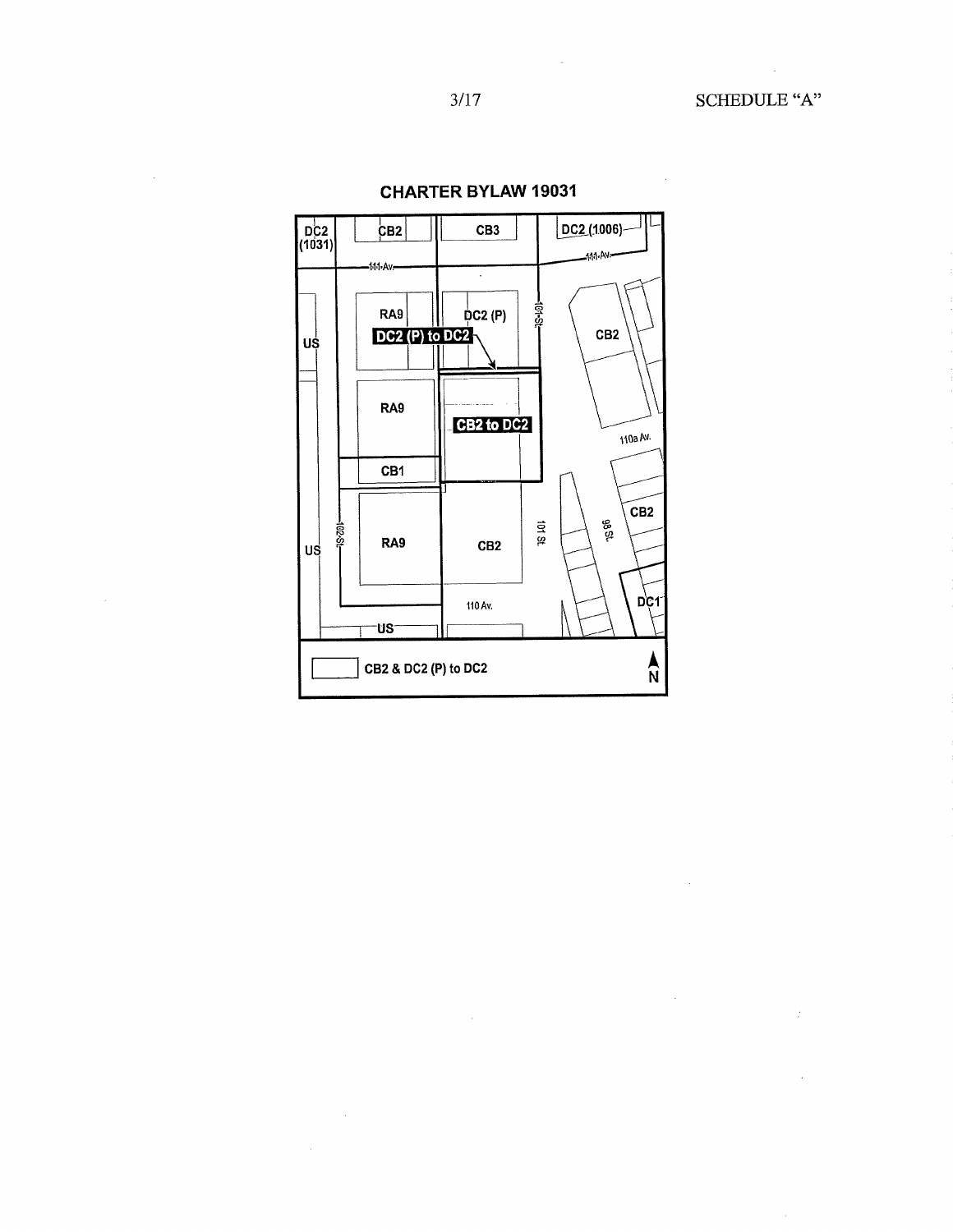SCHEDULE "A"

## CHARTER BYLAW 19031

DC2 (1031) | CB2 | CB3 | DC2 (1006)

111 Av.

RA9 | DC2 (P) | 101 St. | CB2

US

DC2 (P) to DC2

RA9 | CB2 to DC2

110a Av.

CB1

RA9 | CB2 | 101 St. | 98 St. | CB2

102 St.

US

110 Av.

DC1

US

CB2 & DC2 (P) to DC2

N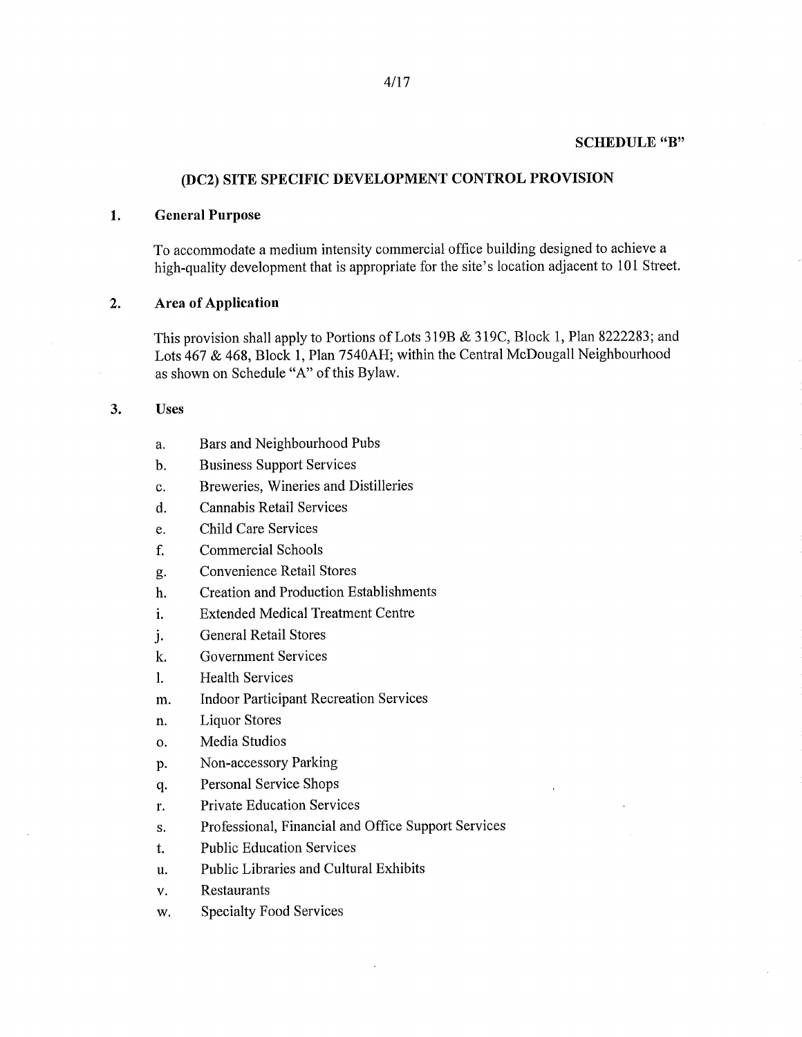**SCHEDULE "B"**

## (DC2) SITE SPECIFIC DEVELOPMENT CONTROL PROVISION

### 1. General Purpose

To accommodate a medium intensity commercial office building designed to achieve a high-quality development that is appropriate for the site's location adjacent to 101 Street.

### 2. Area of Application

This provision shall apply to Portions of Lots 319B & 319C, Block 1, Plan 8222283; and Lots 467 & 468, Block 1, Plan 7540AH; within the Central McDougall Neighbourhood as shown on Schedule "A" of this Bylaw.

### 3. Uses

a. Bars and Neighbourhood Pubs
b. Business Support Services
c. Breweries, Wineries and Distilleries
d. Cannabis Retail Services
e. Child Care Services
f. Commercial Schools
g. Convenience Retail Stores
h. Creation and Production Establishments
i. Extended Medical Treatment Centre
j. General Retail Stores
k. Government Services
l. Health Services
m. Indoor Participant Recreation Services
n. Liquor Stores
o. Media Studios
p. Non-accessory Parking
q. Personal Service Shops
r. Private Education Services
s. Professional, Financial and Office Support Services
t. Public Education Services
u. Public Libraries and Cultural Exhibits
v. Restaurants
w. Specialty Food Services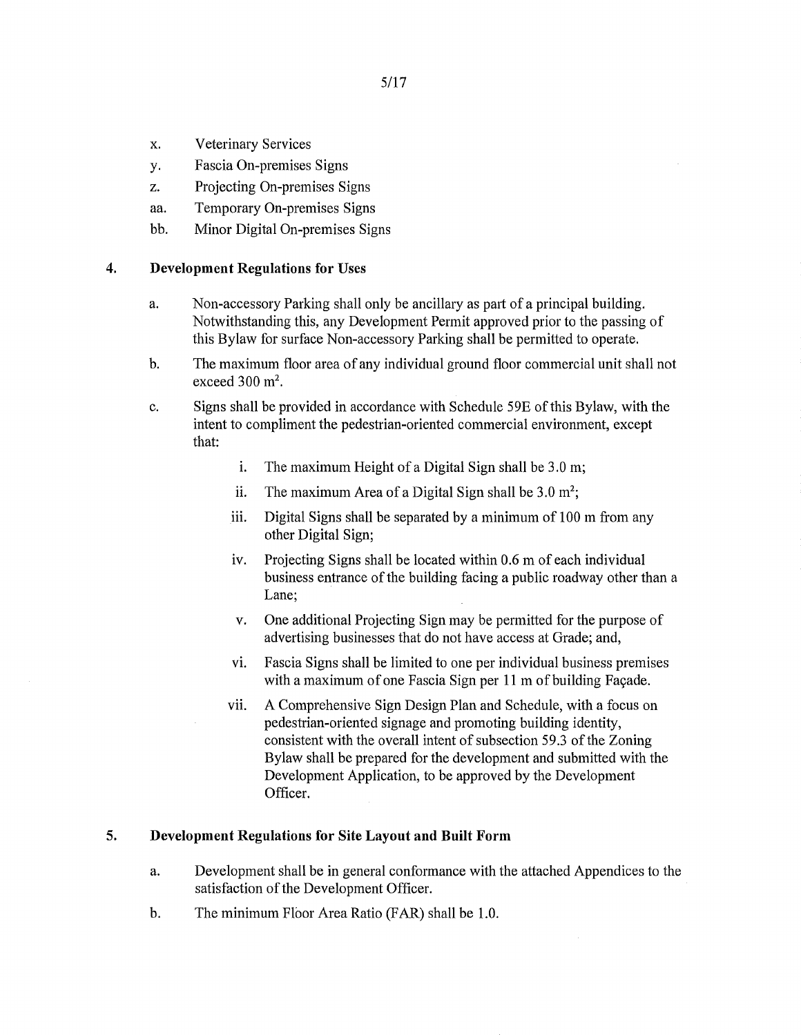x. Veterinary Services
y. Fascia On-premises Signs
z. Projecting On-premises Signs
aa. Temporary On-premises Signs
bb. Minor Digital On-premises Signs

## 4. Development Regulations for Uses

a. Non-accessory Parking shall only be ancillary as part of a principal building. Notwithstanding this, any Development Permit approved prior to the passing of this Bylaw for surface Non-accessory Parking shall be permitted to operate.

b. The maximum floor area of any individual ground floor commercial unit shall not exceed 300 $m^2$.

c. Signs shall be provided in accordance with Schedule 59E of this Bylaw, with the intent to compliment the pedestrian-oriented commercial environment, except that:

   i. The maximum Height of a Digital Sign shall be 3.0 m;

   ii. The maximum Area of a Digital Sign shall be 3.0 $m^2$;

   iii. Digital Signs shall be separated by a minimum of 100 m from any other Digital Sign;

   iv. Projecting Signs shall be located within 0.6 m of each individual business entrance of the building facing a public roadway other than a Lane;

   v. One additional Projecting Sign may be permitted for the purpose of advertising businesses that do not have access at Grade; and,

   vi. Fascia Signs shall be limited to one per individual business premises with a maximum of one Fascia Sign per 11 m of building Façade.

   vii. A Comprehensive Sign Design Plan and Schedule, with a focus on pedestrian-oriented signage and promoting building identity, consistent with the overall intent of subsection 59.3 of the Zoning Bylaw shall be prepared for the development and submitted with the Development Application, to be approved by the Development Officer.

## 5. Development Regulations for Site Layout and Built Form

a. Development shall be in general conformance with the attached Appendices to the satisfaction of the Development Officer.

b. The minimum Floor Area Ratio (FAR) shall be 1.0.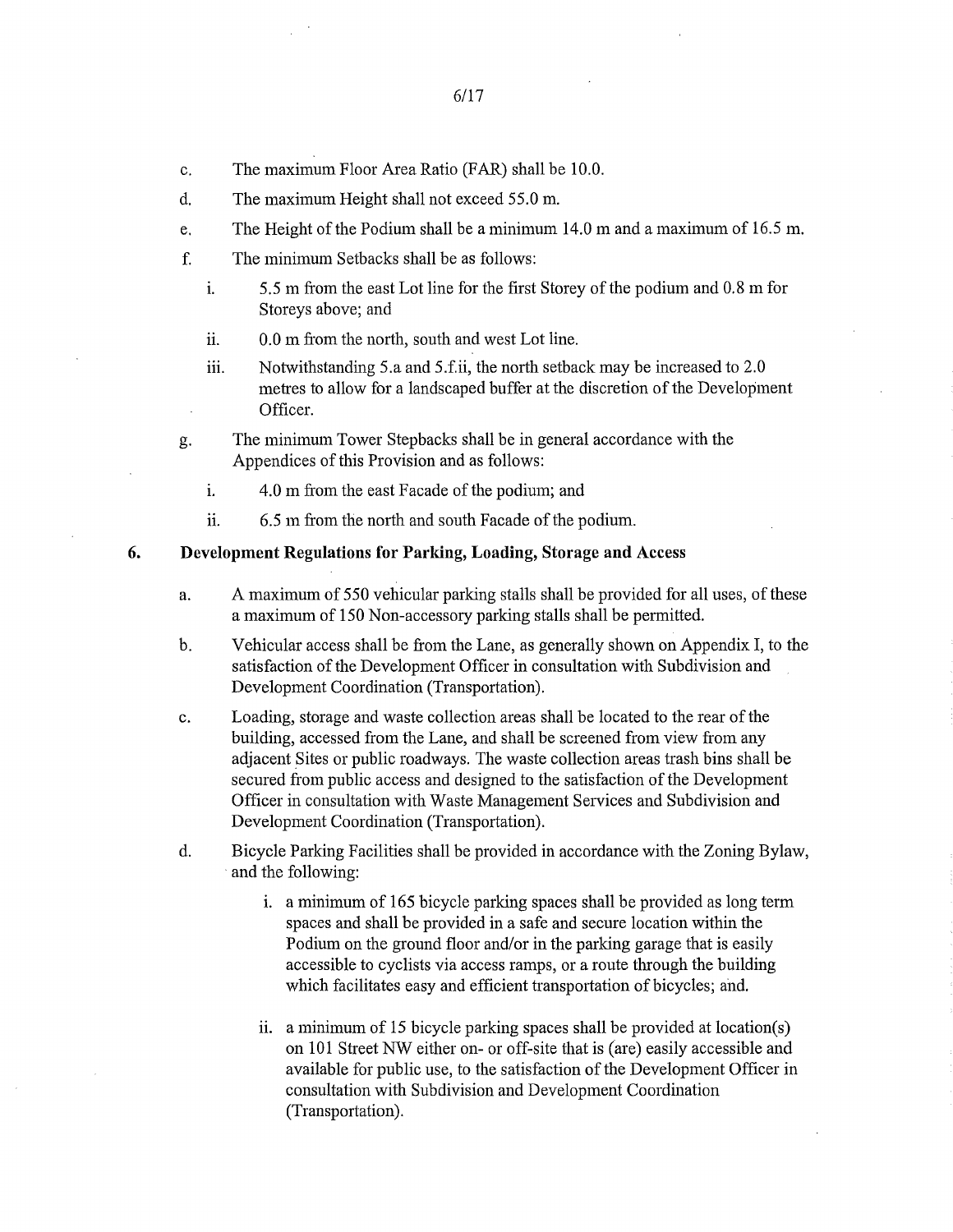c. The maximum Floor Area Ratio (FAR) shall be 10.0.

d. The maximum Height shall not exceed 55.0 m.

e. The Height of the Podium shall be a minimum 14.0 m and a maximum of 16.5 m.

f. The minimum Setbacks shall be as follows:

   i. 5.5 m from the east Lot line for the first Storey of the podium and 0.8 m for Storeys above; and

   ii. 0.0 m from the north, south and west Lot line.

   iii. Notwithstanding 5.a and 5.f.ii, the north setback may be increased to 2.0 metres to allow for a landscaped buffer at the discretion of the Development Officer.

g. The minimum Tower Stepbacks shall be in general accordance with the Appendices of this Provision and as follows:

   i. 4.0 m from the east Facade of the podium; and

   ii. 6.5 m from the north and south Facade of the podium.

## 6. Development Regulations for Parking, Loading, Storage and Access

a. A maximum of 550 vehicular parking stalls shall be provided for all uses, of these a maximum of 150 Non-accessory parking stalls shall be permitted.

b. Vehicular access shall be from the Lane, as generally shown on Appendix I, to the satisfaction of the Development Officer in consultation with Subdivision and Development Coordination (Transportation).

c. Loading, storage and waste collection areas shall be located to the rear of the building, accessed from the Lane, and shall be screened from view from any adjacent Sites or public roadways. The waste collection areas trash bins shall be secured from public access and designed to the satisfaction of the Development Officer in consultation with Waste Management Services and Subdivision and Development Coordination (Transportation).

d. Bicycle Parking Facilities shall be provided in accordance with the Zoning Bylaw, and the following:

   i. a minimum of 165 bicycle parking spaces shall be provided as long term spaces and shall be provided in a safe and secure location within the Podium on the ground floor and/or in the parking garage that is easily accessible to cyclists via access ramps, or a route through the building which facilitates easy and efficient transportation of bicycles; and.

   ii. a minimum of 15 bicycle parking spaces shall be provided at location(s) on 101 Street NW either on- or off-site that is (are) easily accessible and available for public use, to the satisfaction of the Development Officer in consultation with Subdivision and Development Coordination (Transportation).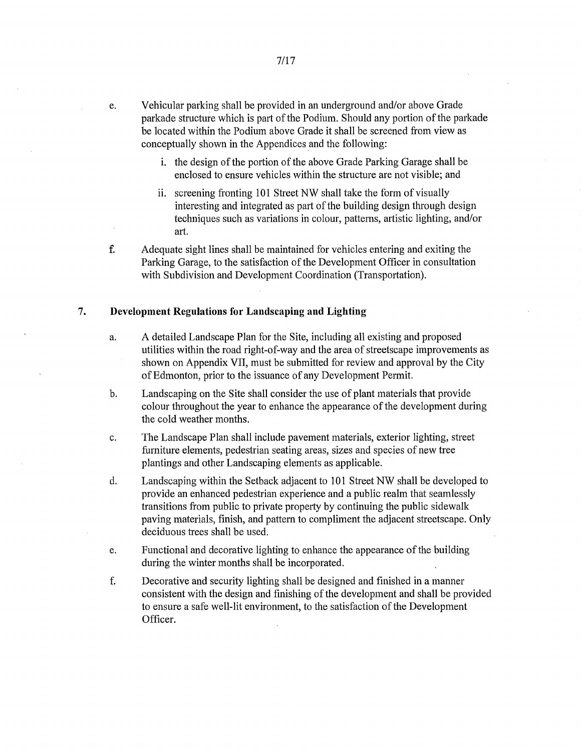e. Vehicular parking shall be provided in an underground and/or above Grade parkade structure which is part of the Podium. Should any portion of the parkade be located within the Podium above Grade it shall be screened from view as conceptually shown in the Appendices and the following:

   i. the design of the portion of the above Grade Parking Garage shall be enclosed to ensure vehicles within the structure are not visible; and

   ii. screening fronting 101 Street NW shall take the form of visually interesting and integrated as part of the building design through design techniques such as variations in colour, patterns, artistic lighting, and/or art.

f. Adequate sight lines shall be maintained for vehicles entering and exiting the Parking Garage, to the satisfaction of the Development Officer in consultation with Subdivision and Development Coordination (Transportation).

## 7. Development Regulations for Landscaping and Lighting

a. A detailed Landscape Plan for the Site, including all existing and proposed utilities within the road right-of-way and the area of streetscape improvements as shown on Appendix VII, must be submitted for review and approval by the City of Edmonton, prior to the issuance of any Development Permit.

b. Landscaping on the Site shall consider the use of plant materials that provide colour throughout the year to enhance the appearance of the development during the cold weather months.

c. The Landscape Plan shall include pavement materials, exterior lighting, street furniture elements, pedestrian seating areas, sizes and species of new tree plantings and other Landscaping elements as applicable.

d. Landscaping within the Setback adjacent to 101 Street NW shall be developed to provide an enhanced pedestrian experience and a public realm that seamlessly transitions from public to private property by continuing the public sidewalk paving materials, finish, and pattern to compliment the adjacent streetscape. Only deciduous trees shall be used.

e. Functional and decorative lighting to enhance the appearance of the building during the winter months shall be incorporated.

f. Decorative and security lighting shall be designed and finished in a manner consistent with the design and finishing of the development and shall be provided to ensure a safe well-lit environment, to the satisfaction of the Development Officer.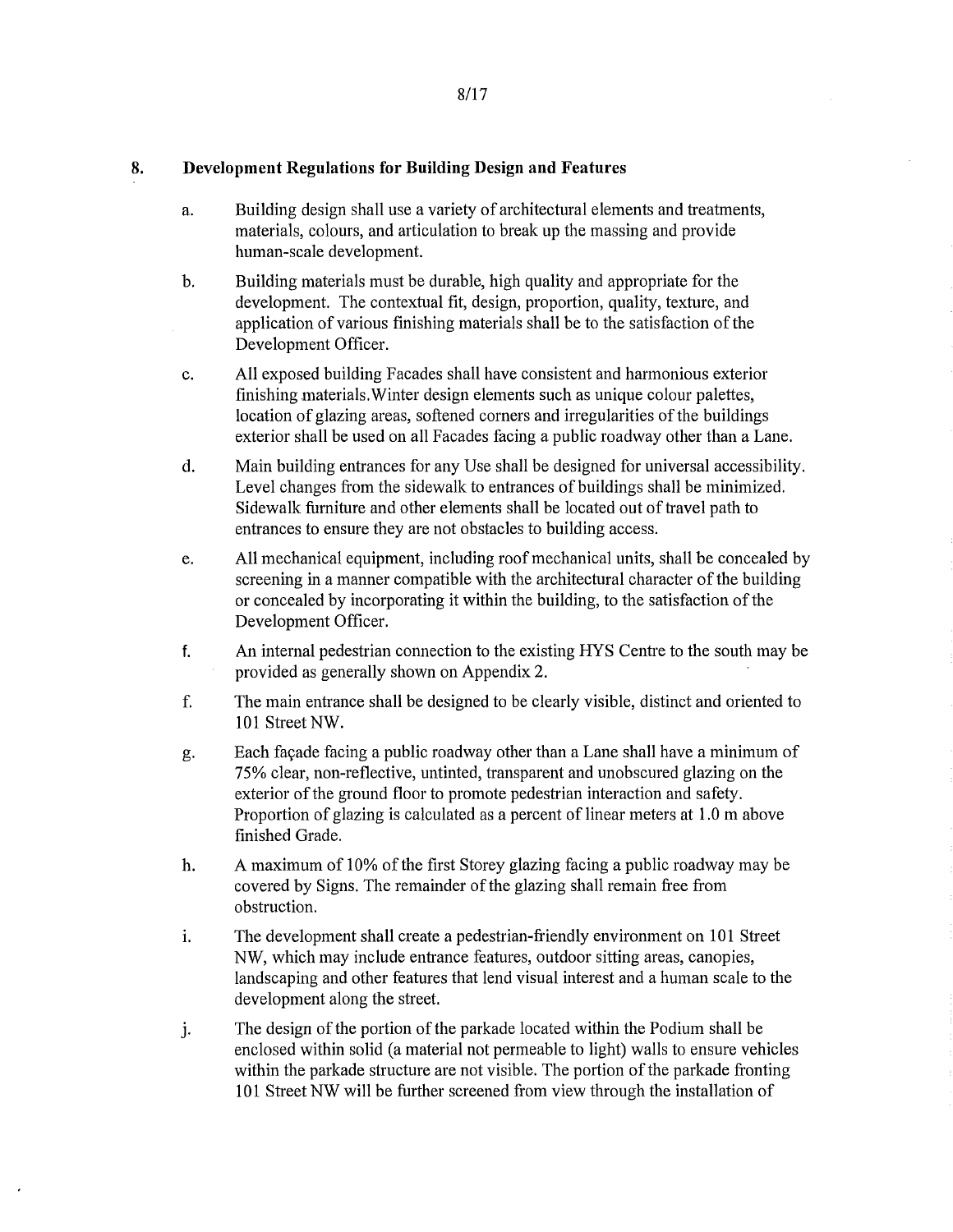## 8. Development Regulations for Building Design and Features

a. Building design shall use a variety of architectural elements and treatments, materials, colours, and articulation to break up the massing and provide human-scale development.

b. Building materials must be durable, high quality and appropriate for the development. The contextual fit, design, proportion, quality, texture, and application of various finishing materials shall be to the satisfaction of the Development Officer.

c. All exposed building Facades shall have consistent and harmonious exterior finishing materials.Winter design elements such as unique colour palettes, location of glazing areas, softened corners and irregularities of the buildings exterior shall be used on all Facades facing a public roadway other than a Lane.

d. Main building entrances for any Use shall be designed for universal accessibility. Level changes from the sidewalk to entrances of buildings shall be minimized. Sidewalk furniture and other elements shall be located out of travel path to entrances to ensure they are not obstacles to building access.

e. All mechanical equipment, including roof mechanical units, shall be concealed by screening in a manner compatible with the architectural character of the building or concealed by incorporating it within the building, to the satisfaction of the Development Officer.

f. An internal pedestrian connection to the existing HYS Centre to the south may be provided as generally shown on Appendix 2.

f. The main entrance shall be designed to be clearly visible, distinct and oriented to 101 Street NW.

g. Each façade facing a public roadway other than a Lane shall have a minimum of 75% clear, non-reflective, untinted, transparent and unobscured glazing on the exterior of the ground floor to promote pedestrian interaction and safety. Proportion of glazing is calculated as a percent of linear meters at 1.0 m above finished Grade.

h. A maximum of 10% of the first Storey glazing facing a public roadway may be covered by Signs. The remainder of the glazing shall remain free from obstruction.

i. The development shall create a pedestrian-friendly environment on 101 Street NW, which may include entrance features, outdoor sitting areas, canopies, landscaping and other features that lend visual interest and a human scale to the development along the street.

j. The design of the portion of the parkade located within the Podium shall be enclosed within solid (a material not permeable to light) walls to ensure vehicles within the parkade structure are not visible. The portion of the parkade fronting 101 Street NW will be further screened from view through the installation of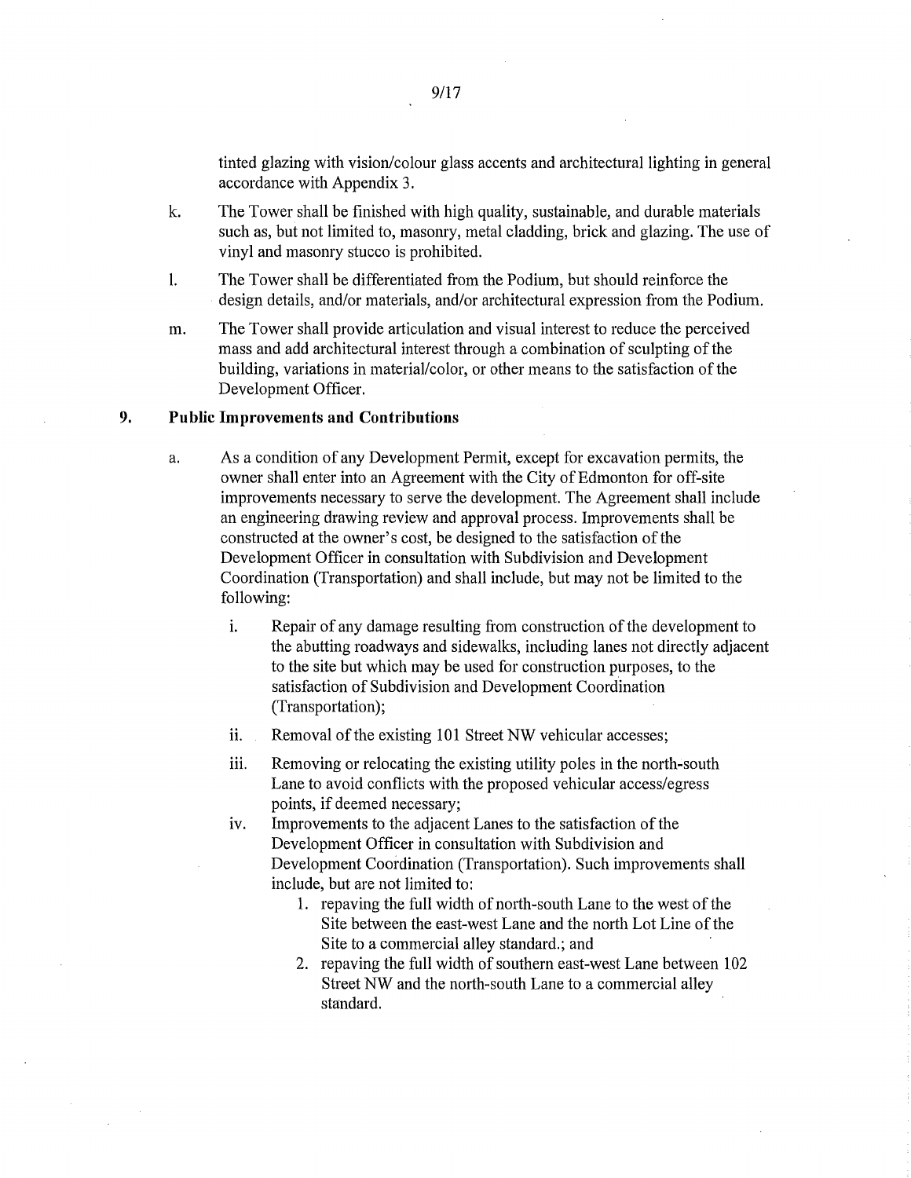tinted glazing with vision/colour glass accents and architectural lighting in general accordance with Appendix 3.

k. The Tower shall be finished with high quality, sustainable, and durable materials such as, but not limited to, masonry, metal cladding, brick and glazing. The use of vinyl and masonry stucco is prohibited.

l. The Tower shall be differentiated from the Podium, but should reinforce the design details, and/or materials, and/or architectural expression from the Podium.

m. The Tower shall provide articulation and visual interest to reduce the perceived mass and add architectural interest through a combination of sculpting of the building, variations in material/color, or other means to the satisfaction of the Development Officer.

**9. Public Improvements and Contributions**

a. As a condition of any Development Permit, except for excavation permits, the owner shall enter into an Agreement with the City of Edmonton for off-site improvements necessary to serve the development. The Agreement shall include an engineering drawing review and approval process. Improvements shall be constructed at the owner's cost, be designed to the satisfaction of the Development Officer in consultation with Subdivision and Development Coordination (Transportation) and shall include, but may not be limited to the following:

   i. Repair of any damage resulting from construction of the development to the abutting roadways and sidewalks, including lanes not directly adjacent to the site but which may be used for construction purposes, to the satisfaction of Subdivision and Development Coordination (Transportation);

   ii. Removal of the existing 101 Street NW vehicular accesses;

   iii. Removing or relocating the existing utility poles in the north-south Lane to avoid conflicts with the proposed vehicular access/egress points, if deemed necessary;

   iv. Improvements to the adjacent Lanes to the satisfaction of the Development Officer in consultation with Subdivision and Development Coordination (Transportation). Such improvements shall include, but are not limited to:

      1. repaving the full width of north-south Lane to the west of the Site between the east-west Lane and the north Lot Line of the Site to a commercial alley standard.; and
      2. repaving the full width of southern east-west Lane between 102 Street NW and the north-south Lane to a commercial alley standard.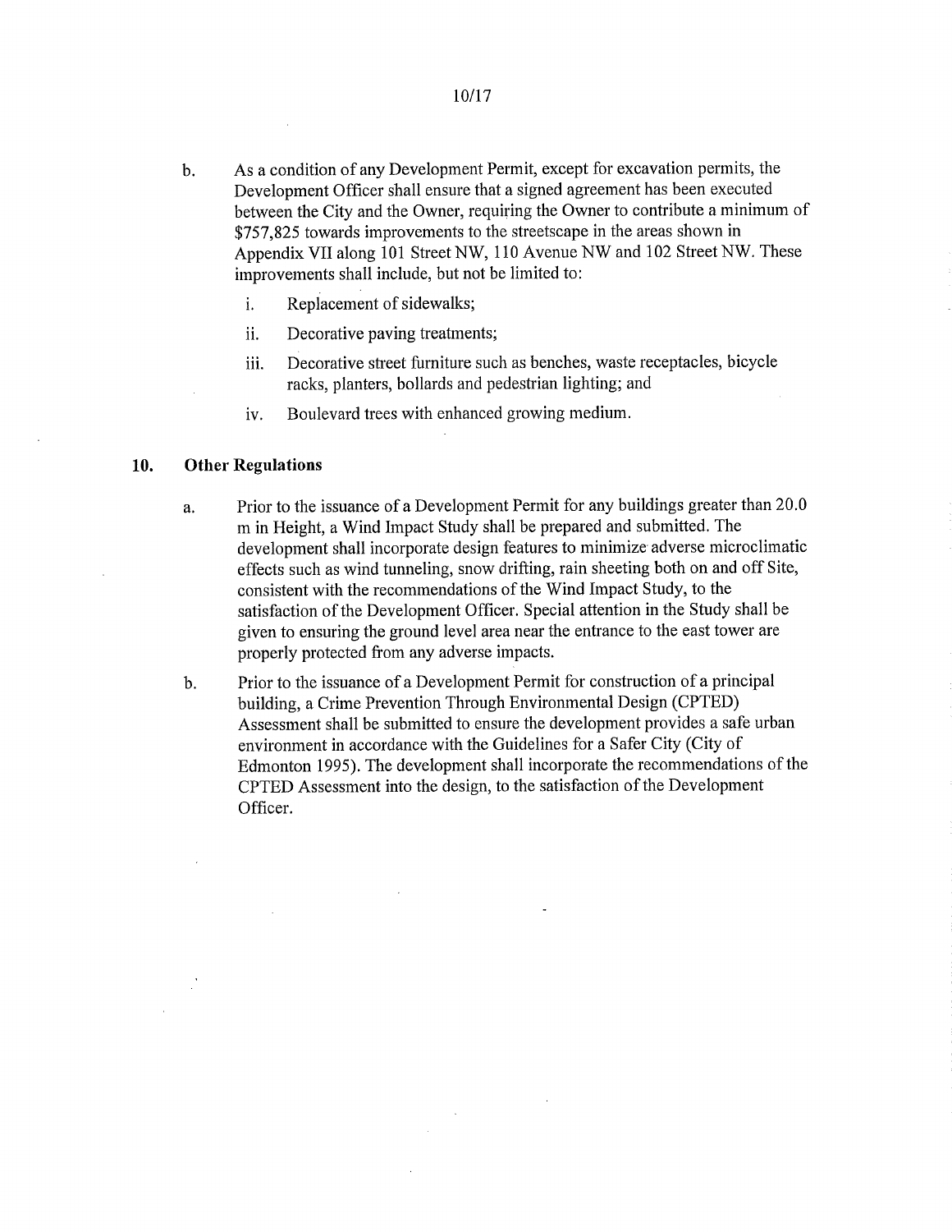b. As a condition of any Development Permit, except for excavation permits, the Development Officer shall ensure that a signed agreement has been executed between the City and the Owner, requiring the Owner to contribute a minimum of $757,825 towards improvements to the streetscape in the areas shown in Appendix VII along 101 Street NW, 110 Avenue NW and 102 Street NW. These improvements shall include, but not be limited to:

   i. Replacement of sidewalks;

   ii. Decorative paving treatments;

   iii. Decorative street furniture such as benches, waste receptacles, bicycle racks, planters, bollards and pedestrian lighting; and

   iv. Boulevard trees with enhanced growing medium.

## 10. Other Regulations

a. Prior to the issuance of a Development Permit for any buildings greater than 20.0 m in Height, a Wind Impact Study shall be prepared and submitted. The development shall incorporate design features to minimize adverse microclimatic effects such as wind tunneling, snow drifting, rain sheeting both on and off Site, consistent with the recommendations of the Wind Impact Study, to the satisfaction of the Development Officer. Special attention in the Study shall be given to ensuring the ground level area near the entrance to the east tower are properly protected from any adverse impacts.

b. Prior to the issuance of a Development Permit for construction of a principal building, a Crime Prevention Through Environmental Design (CPTED) Assessment shall be submitted to ensure the development provides a safe urban environment in accordance with the Guidelines for a Safer City (City of Edmonton 1995). The development shall incorporate the recommendations of the CPTED Assessment into the design, to the satisfaction of the Development Officer.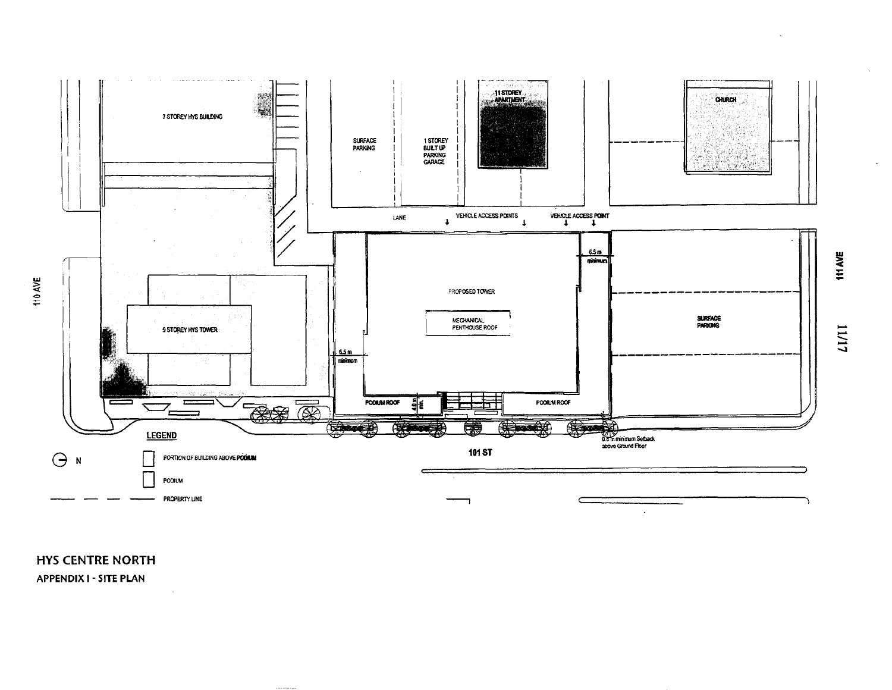7 STOREY HYS BUILDING

SURFACE PARKING

1 STOREY BUILT UP PARKING GARAGE

11 STOREY APARTMENT

CHURCH

LANE

VEHICLE ACCESS POINTS

VEHICLE ACCESS POINT

110 AVE

111 AVE

6.5 m minimum

PROPOSED TOWER

MECHANICAL PENTHOUSE ROOF

9 STOREY HYS TOWER

6.5 m minimum

SURFACE PARKING

PODIUM ROOF

4.0 m min.

PODIUM ROOF

0.6 m minimum Setback above Ground Floor

101 ST

N

**LEGEND**

PORTION OF BUILDING ABOVE PODIUM

PODIUM

PROPERTY LINE

## HYS CENTRE NORTH

**APPENDIX I - SITE PLAN**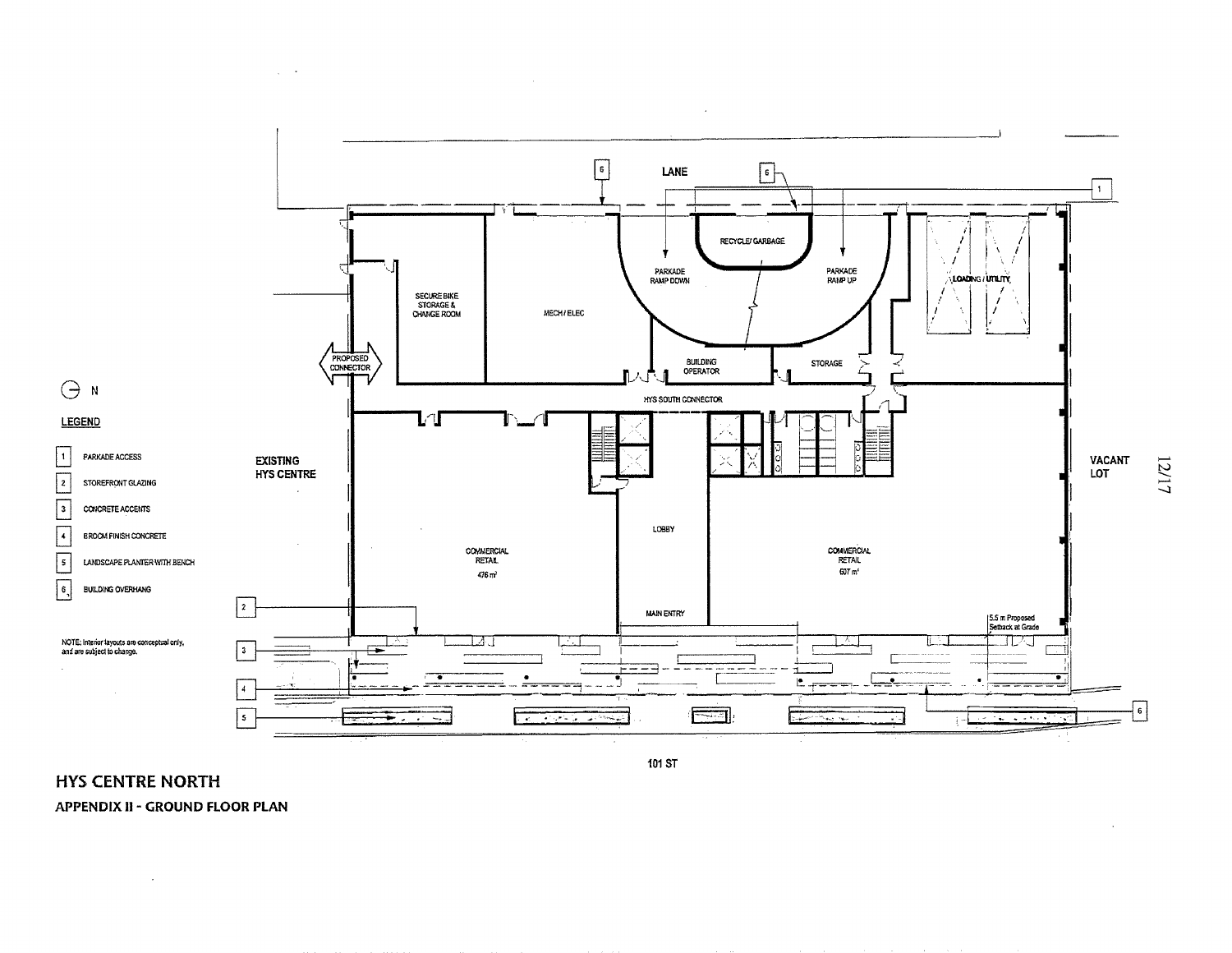LANE

RECYCLE/ GARBAGE

PARKADE RAMP DOWN

PARKADE RAMP UP

LOADING / UTILITY

SECURE BIKE STORAGE & CHANGE ROOM

MECH / ELEC

BUILDING OPERATOR

STORAGE

PROPOSED CONNECTOR

HYS SOUTH CONNECTOR

EXISTING HYS CENTRE

VACANT LOT

COMMERCIAL RETAIL 476 m²

LOBBY

COMMERCIAL RETAIL 607 m²

MAIN ENTRY

5.5 m Proposed Setback at Grade

101 ST

N

**LEGEND**

1. PARKADE ACCESS
2. STOREFRONT GLAZING
3. CONCRETE ACCENTS
4. BROOM FINISH CONCRETE
5. LANDSCAPE PLANTER WITH BENCH
6. BUILDING OVERHANG

NOTE: Interior layouts are conceptual only, and are subject to change.

## HYS CENTRE NORTH

### APPENDIX II - GROUND FLOOR PLAN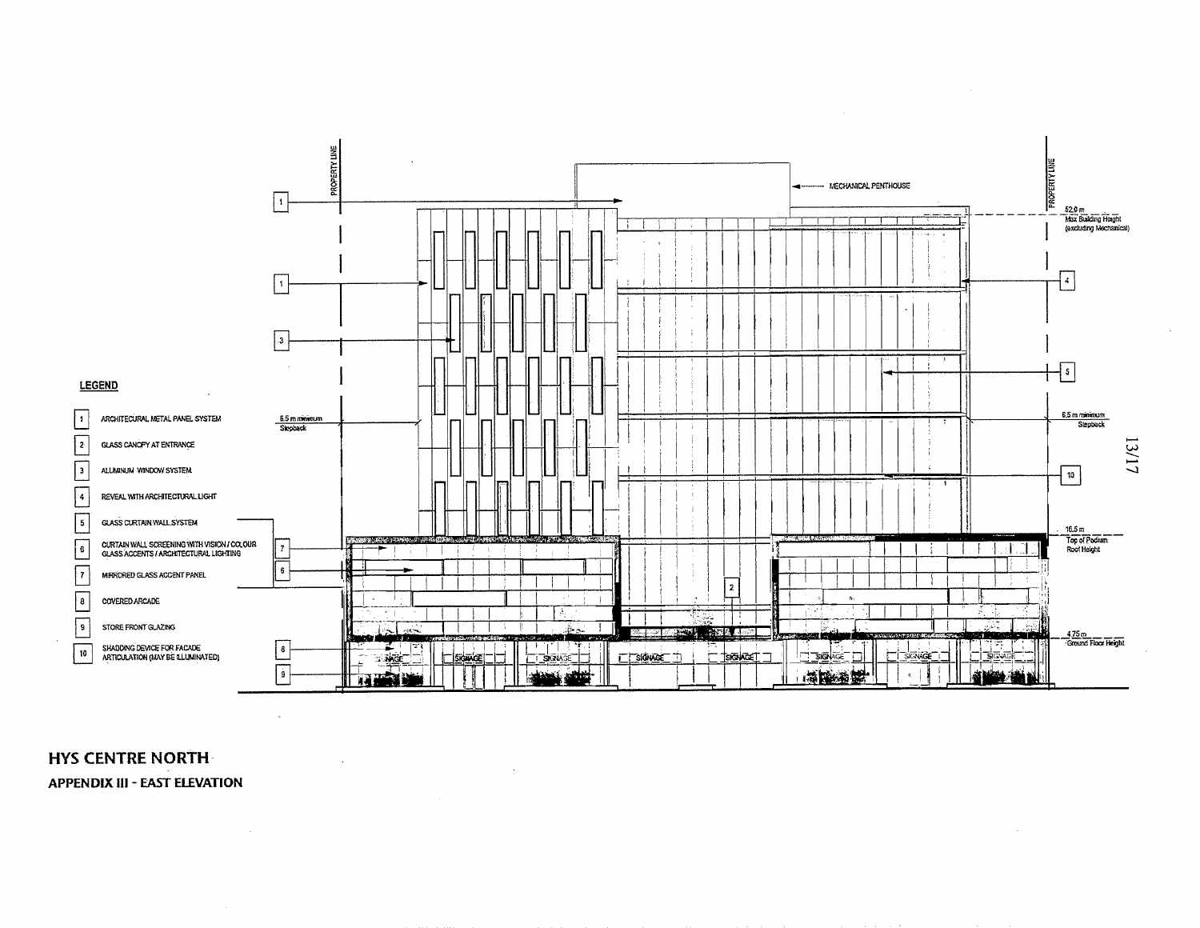LEGEND

| | |
|---|---|
| 1 | ARCHITECURAL METAL PANEL SYSTEM |
| 2 | GLASS CANOPY AT ENTRANCE |
| 3 | ALUMINUM WINDOW SYSTEM |
| 4 | REVEAL WITH ARCHITECTURAL LIGHT |
| 5 | GLASS CURTAIN WALL SYSTEM |
| 6 | CURTAIN WALL SCREENING WITH VISION / COLOUR GLASS ACCENTS / ARCHITECTURAL LIGHTING |
| 7 | MIRRORED GLASS ACCENT PANEL |
| 8 | COVERED ARCADE |
| 9 | STORE FRONT GLAZING |
| 10 | SHADDING DEVICE FOR FACADE ARTICULATION (MAY BE ILLUMINATED) |

PROPERTY LINE

MECHANICAL PENTHOUSE

52.0 m Max Building Height (excluding Mechanical)

6.5 m minimum Stepback

16.5 m Top of Podium Roof Height

4.75 m Ground Floor Height

SIGNAGE

**HYS CENTRE NORTH**

**APPENDIX III - EAST ELEVATION**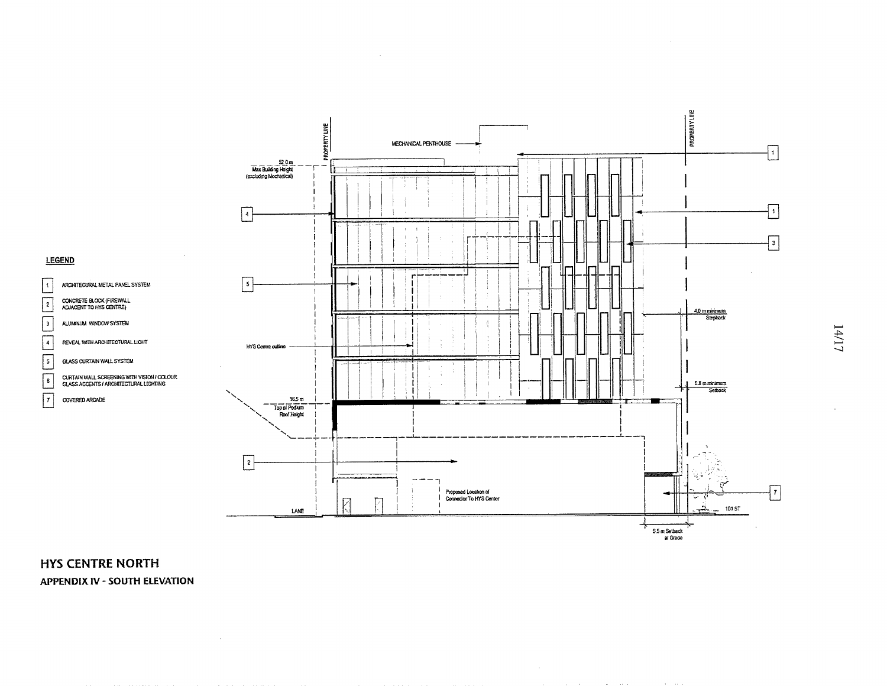LEGEND

1. ARCHITECURAL METAL PANEL SYSTEM
2. CONCRETE BLOCK (FIREWALL ADJACENT TO HYS CENTRE)
3. ALUMINUM WINDOW SYSTEM
4. REVEAL WITH ARCHITECTURAL LIGHT
5. GLASS CURTAIN WALL SYSTEM
6. CURTAIN WALL SCREENING WITH VISION / COLOUR GLASS ACCENTS / ARCHITECTURAL LIGHTING
7. COVERED ARCADE

PROPERTY LINE

MECHANICAL PENTHOUSE

PROPERTY LINE

52.0 m
Max Building Height
(excluding Mechanical)

HYS Centre outline

4.0 m minimum Stepback

0.8 m minimum Setback

16.5 m
Top of Podium Roof Height

Proposed Location of Connector To HYS Center

LANE

101 ST

5.5 m Setback at Grade

## HYS CENTRE NORTH

### APPENDIX IV - SOUTH ELEVATION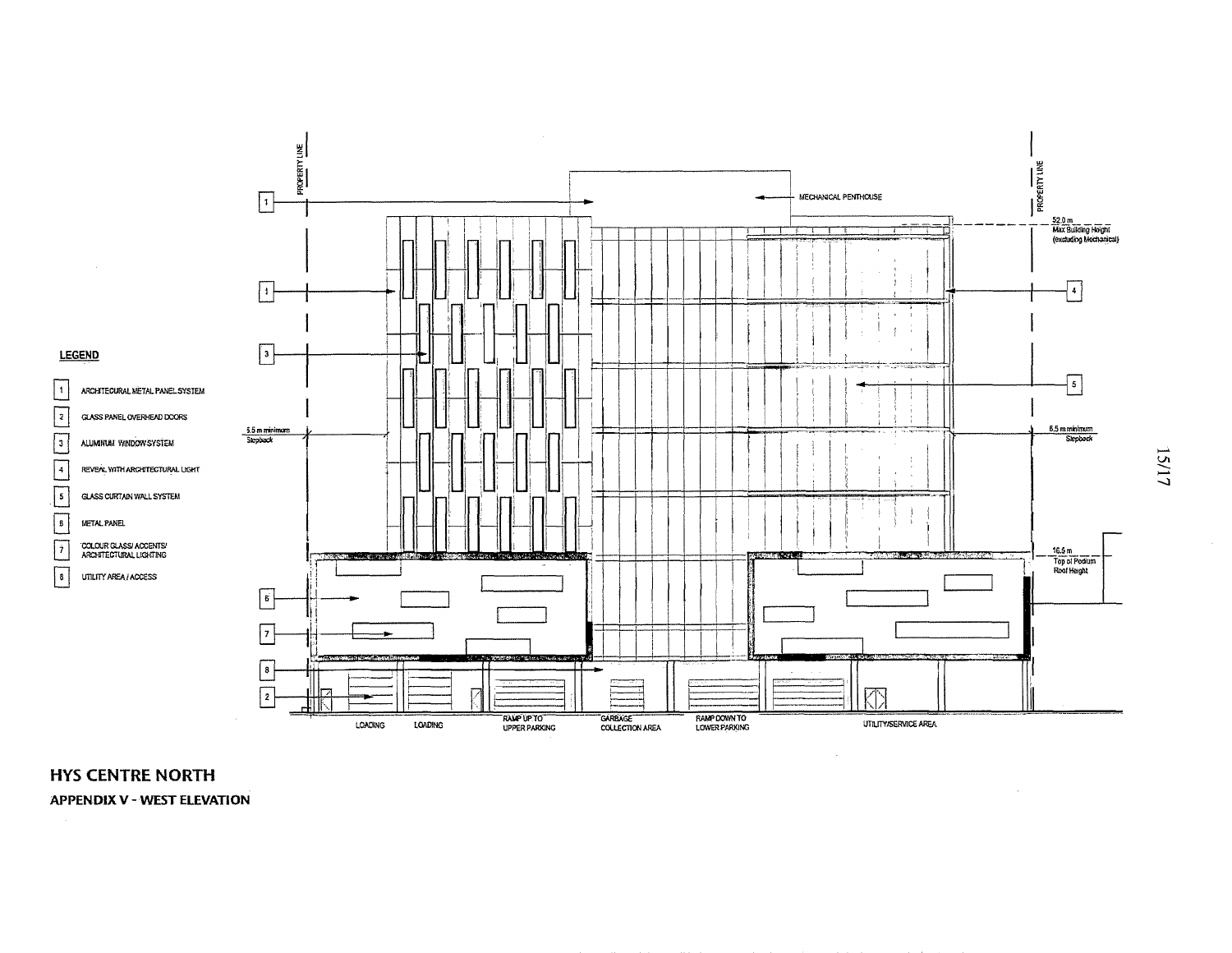**LEGEND**

1. ARCHITECURAL METAL PANEL SYSTEM
2. GLASS PANEL OVERHEAD DOORS
3. ALUMINUM WINDOW SYSTEM
4. REVEAL WITH ARCHITECTURAL LIGHT
5. GLASS CURTAIN WALL SYSTEM
6. METAL PANEL
7. COLOUR GLASS/ ACCENTS/ ARCHITECTURAL LIGHTING
8. UTILITY AREA / ACCESS

PROPERTY LINE

MECHANICAL PENTHOUSE

52.0 m
Max Building Height
(excluding Mechanical)

5.5 m minimum
Stepback

6.5 m minimum
Stepback

16.5 m
Top of Podium
Roof Height

LOADING | LOADING | RAMP UP TO UPPER PARKING | GARBAGE COLLECTION AREA | RAMP DOWN TO LOWER PARKING | UTILITY/SERVICE AREA

## HYS CENTRE NORTH

### APPENDIX V - WEST ELEVATION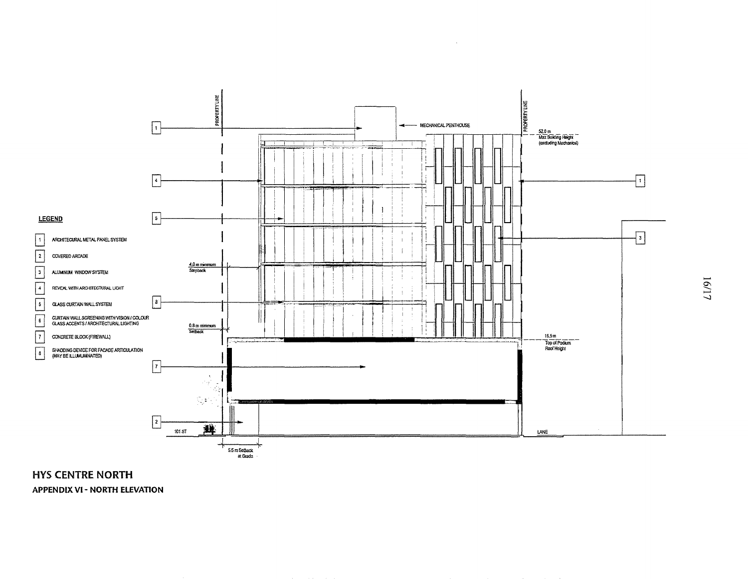## LEGEND

1. ARCHITECURAL METAL PANEL SYSTEM
2. COVERED ARCADE
3. ALUMINUM WINDOW SYSTEM
4. REVEAL WITH ARCHITECTURAL LIGHT
5. GLASS CURTAIN WALL SYSTEM
6. CURTAIN WALL SCREENING WITH VISION / COLOUR GLASS ACCENTS / ARCHITECTURAL LIGHTING
7. CONCRETE BLOCK (FIREWALL)
8. SHADDING DEVICE FOR FACADE ARTICULATION (MAY BE ILLUMINATED)

PROPERTY LINE

MECHANICAL PENTHOUSE

PROPERTY LINE

52.0 m
Max Building Height
(excluding Mechanical)

4.0 m minimum
Stepback

0.8 m minimum
Setback

16.5 m
Top of Podium
Roof Height

101 ST

LANE

5.5 m Setback
at Grade

# HYS CENTRE NORTH

## APPENDIX VI - NORTH ELEVATION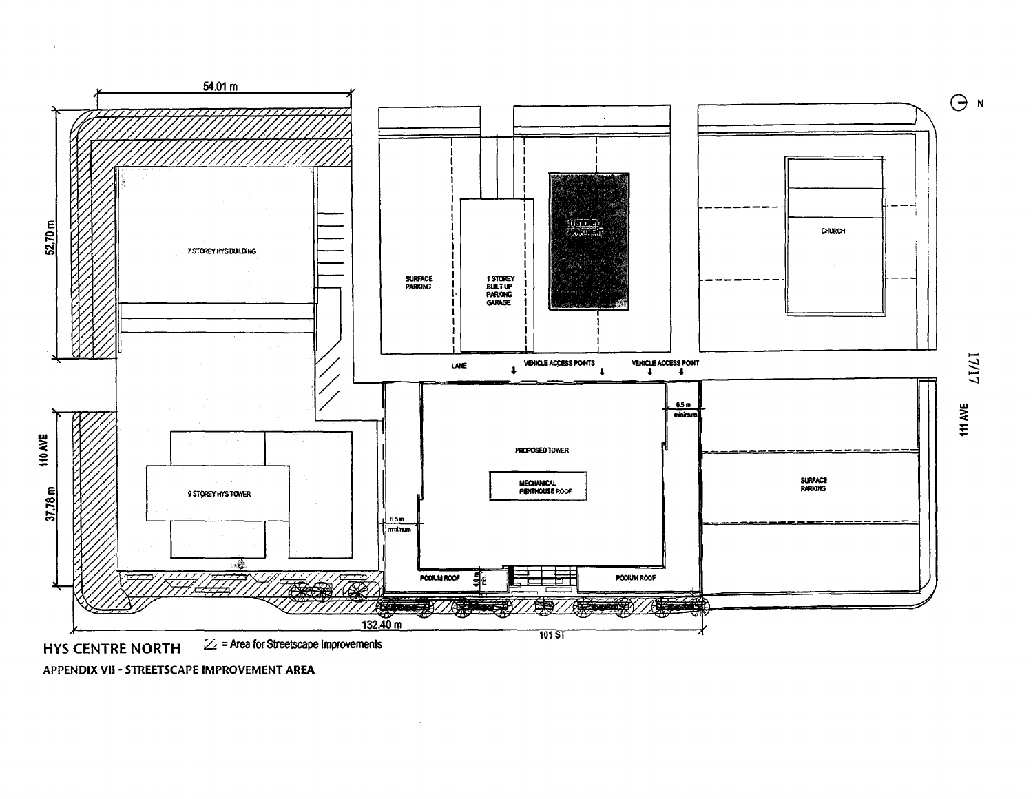54.01 m

52.70 m

7 STOREY HYS BUILDING

SURFACE PARKING

1 STOREY BUILT UP PARKING GARAGE

1 STOREY APARTMENT

CHURCH

N

LANE

VEHICLE ACCESS POINTS

VEHICLE ACCESS POINT

6.5 m minimum

111 AVE

110 AVE

37.78 m

9 STOREY HYS TOWER

PROPOSED TOWER

MECHANICAL PENTHOUSE ROOF

SURFACE PARKING

6.5 m minimum

PODIUM ROOF

4.0 m min.

PODIUM ROOF

132.40 m

101 ST

HYS CENTRE NORTH

= Area for Streetscape Improvements

APPENDIX VII - STREETSCAPE IMPROVEMENT AREA